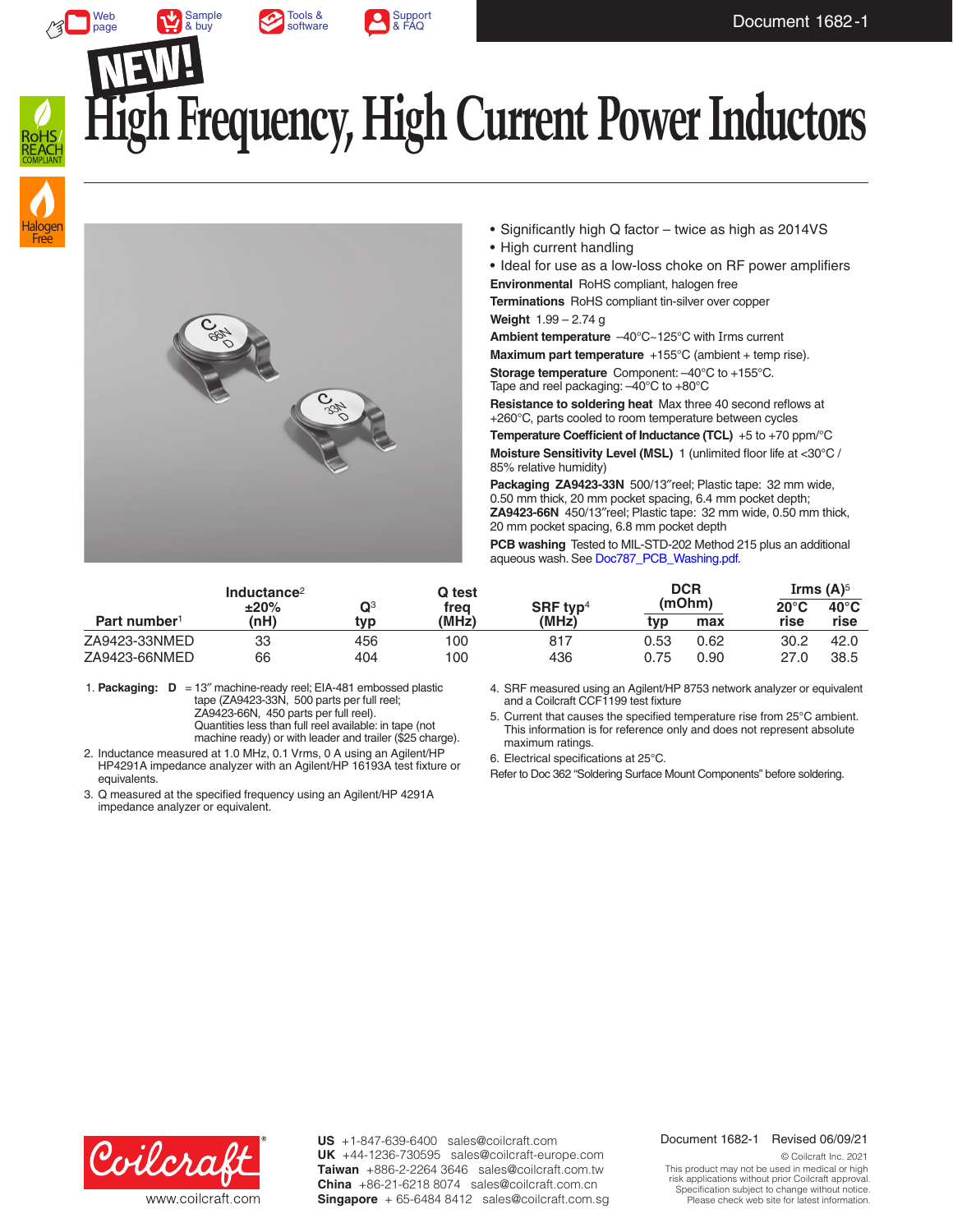Document 1682-1

NEW!

# High Frequency, High Current Power Inductors

- Significantly high Q factor – twice as high as 2014VS
- High current handling
- Ideal for use as a low-loss choke on RF power amplifiers

**Environmental** RoHS compliant, halogen free

**Terminations** RoHS compliant tin-silver over copper

**Weight** 1.99 – 2.74 g

**Ambient temperature** –40°C~125°C with Irms current

**Maximum part temperature** +155°C (ambient + temp rise).

**Storage temperature** Component: –40°C to +155°C. Tape and reel packaging: –40°C to +80°C

**Resistance to soldering heat** Max three 40 second reflows at +260°C, parts cooled to room temperature between cycles

**Temperature Coefficient of Inductance (TCL)** +5 to +70 ppm/°C

**Moisture Sensitivity Level (MSL)** 1 (unlimited floor life at <30°C / 85% relative humidity)

**Packaging** **ZA9423-33N** 500/13″reel; Plastic tape: 32 mm wide, 0.50 mm thick, 20 mm pocket spacing, 6.4 mm pocket depth; **ZA9423-66N** 450/13″reel; Plastic tape: 32 mm wide, 0.50 mm thick, 20 mm pocket spacing, 6.8 mm pocket depth

**PCB washing** Tested to MIL-STD-202 Method 215 plus an additional aqueous wash. See Doc787_PCB_Washing.pdf.

| Part number[1] | Inductance[2] ±20% (nH) | Q[3] typ | Q test freq (MHz) | SRF typ[4] (MHz) | DCR (mOhm) typ | DCR (mOhm) max | Irms (A)[5] 20°C rise | Irms (A)[5] 40°C rise |
|---|---|---|---|---|---|---|---|---|
| ZA9423-33NMED | 33 | 456 | 100 | 817 | 0.53 | 0.62 | 30.2 | 42.0 |
| ZA9423-66NMED | 66 | 404 | 100 | 436 | 0.75 | 0.90 | 27.0 | 38.5 |

1. **Packaging:** **D** = 13″ machine-ready reel; EIA-481 embossed plastic tape (ZA9423-33N, 500 parts per full reel; ZA9423-66N, 450 parts per full reel). Quantities less than full reel available: in tape (not machine ready) or with leader and trailer ($25 charge).
2. Inductance measured at 1.0 MHz, 0.1 Vrms, 0 A using an Agilent/HP HP4291A impedance analyzer with an Agilent/HP 16193A test fixture or equivalents.
3. Q measured at the specified frequency using an Agilent/HP 4291A impedance analyzer or equivalent.
4. SRF measured using an Agilent/HP 8753 network analyzer or equivalent and a Coilcraft CCF1199 test fixture
5. Current that causes the specified temperature rise from 25°C ambient. This information is for reference only and does not represent absolute maximum ratings.
6. Electrical specifications at 25°C.

Refer to Doc 362 "Soldering Surface Mount Components" before soldering.

Coilcraft® www.coilcraft.com

**US** +1-847-639-6400 sales@coilcraft.com
**UK** +44-1236-730595 sales@coilcraft-europe.com
**Taiwan** +886-2-2264 3646 sales@coilcraft.com.tw
**China** +86-21-6218 8074 sales@coilcraft.com.cn
**Singapore** + 65-6484 8412 sales@coilcraft.com.sg

Document 1682-1 Revised 06/09/21

© Coilcraft Inc. 2021
This product may not be used in medical or high risk applications without prior Coilcraft approval. Specification subject to change without notice. Please check web site for latest information.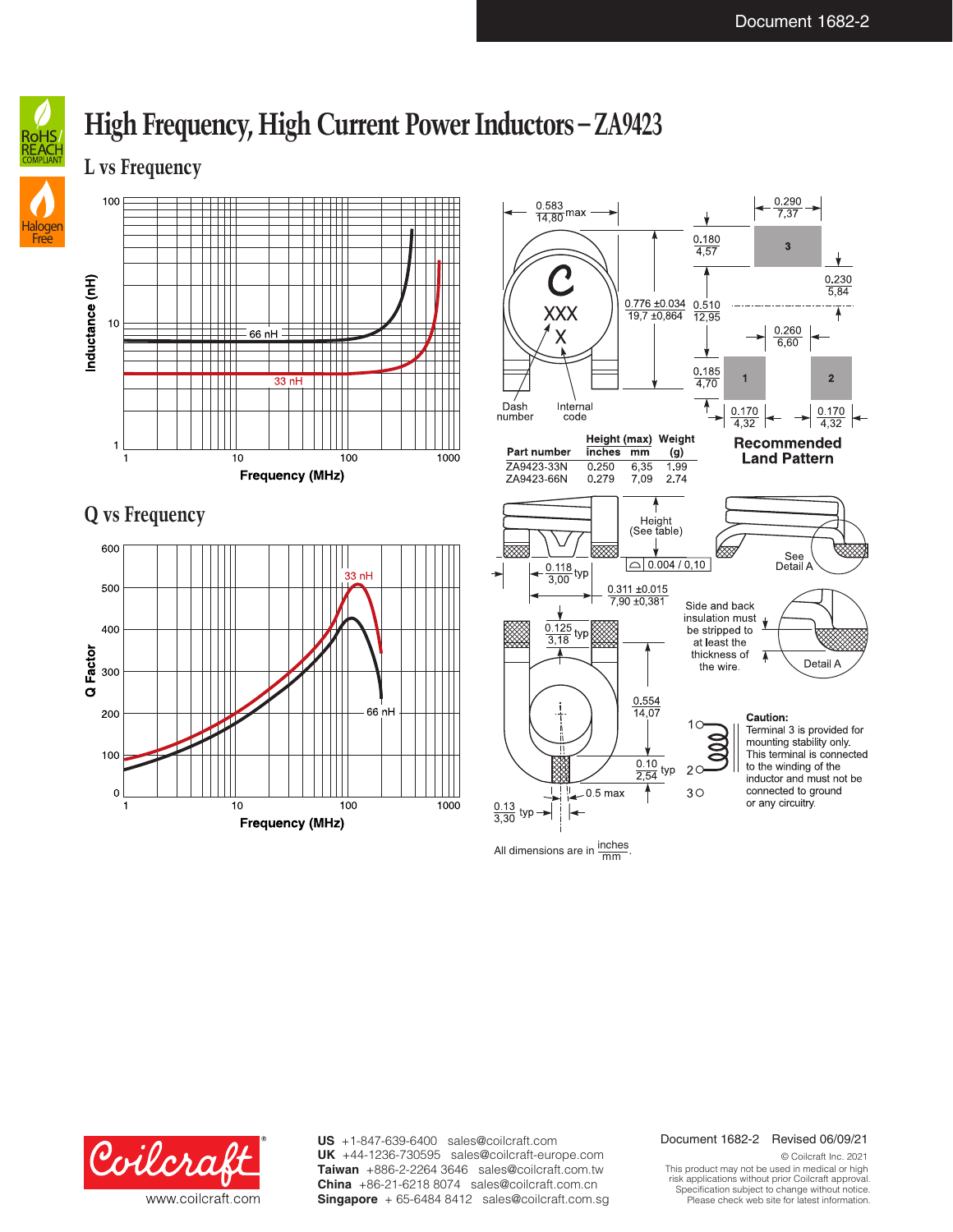# High Frequency, High Current Power Inductors – ZA9423

## L vs Frequency

Inductance (nH)

100

10

1

66 nH

33 nH

1 10 100 1000

Frequency (MHz)

## Q vs Frequency

Q Factor

600

500

400

300

200

100

0

33 nH

66 nH

1 10 100 1000

Frequency (MHz)

0.583 / 14,80 max

0.776 ±0.034 / 19,7 ±0,864

C
XXX
X

Dash number

Internal code

0.290 / 7,37

0.180 / 4,57

0.230 / 5,84

0.510 / 12,95

0.260 / 6,60

0.185 / 4,70

0.170 / 4,32

0.170 / 4,32

3

1

2

**Recommended Land Pattern**

| Part number | Height (max) inches | Height (max) mm | Weight (g) |
|---|---|---|---|
| ZA9423-33N | 0.250 | 6,35 | 1.99 |
| ZA9423-66N | 0.279 | 7,09 | 2.74 |

Height (See table)

0.118 / 3,00 typ

0.004 / 0,10

0.311 ±0.015 / 7,90 ±0,381

See Detail A

0.125 / 3,18 typ

Side and back insulation must be stripped to at least the thickness of the wire.

Detail A

0.554 / 14,07

0.10 / 2,54 typ

0.5 max

0.13 / 3,30 typ

1
2
3

**Caution:** Terminal 3 is provided for mounting stability only. This terminal is connected to the winding of the inductor and must not be connected to ground or any circuitry.

All dimensions are in inches / mm.

Coilcraft®
www.coilcraft.com

**US** +1-847-639-6400 sales@coilcraft.com
**UK** +44-1236-730595 sales@coilcraft-europe.com
**Taiwan** +886-2-2264 3646 sales@coilcraft.com.tw
**China** +86-21-6218 8074 sales@coilcraft.com.cn
**Singapore** + 65-6484 8412 sales@coilcraft.com.sg

Document 1682-2 Revised 06/09/21

© Coilcraft Inc. 2021
This product may not be used in medical or high risk applications without prior Coilcraft approval.
Specification subject to change without notice.
Please check web site for latest information.